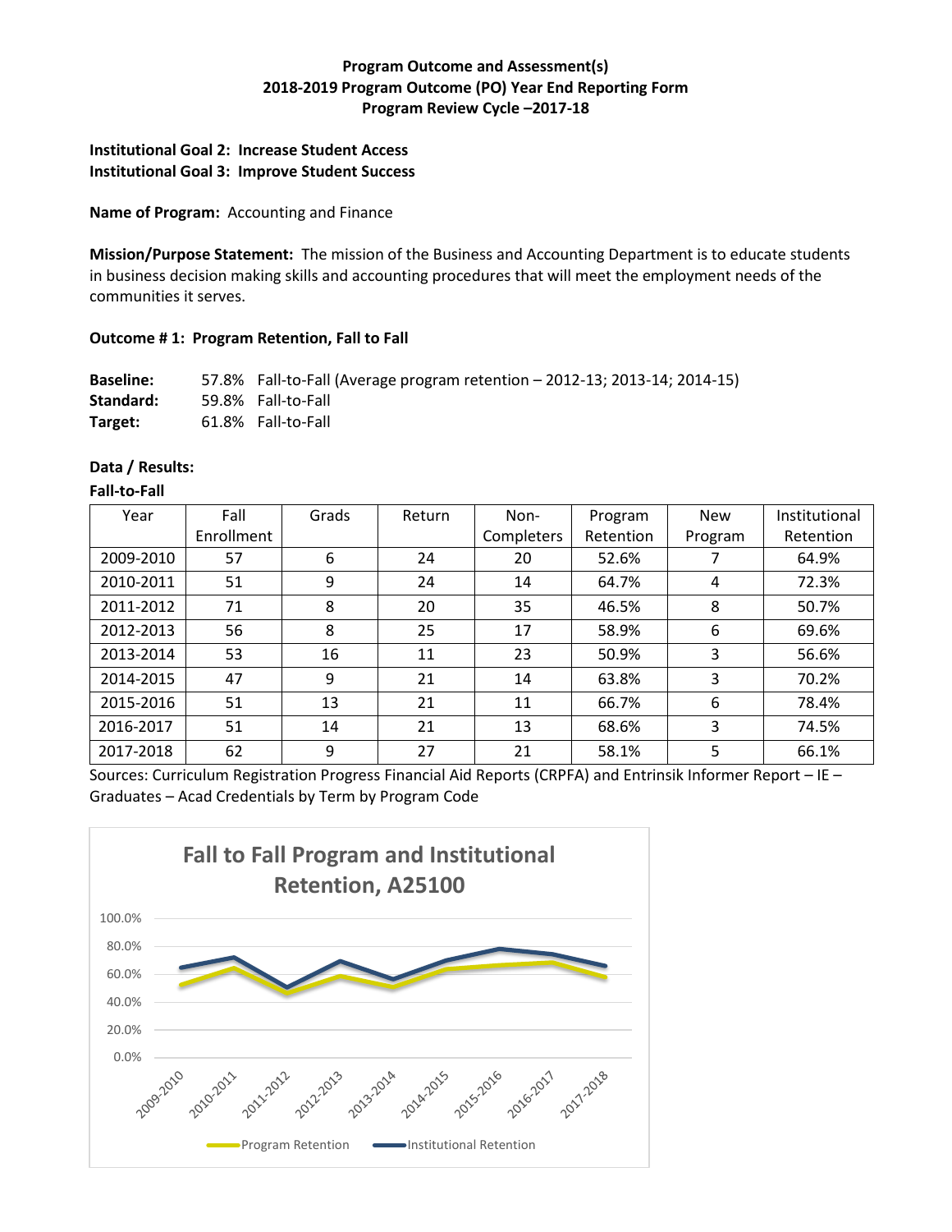**Program Outcome and Assessment(s)**
**2018-2019 Program Outcome (PO) Year End Reporting Form**
**Program Review Cycle –2017-18**

**Institutional Goal 2: Increase Student Access**
**Institutional Goal 3: Improve Student Success**

**Name of Program:** Accounting and Finance

**Mission/Purpose Statement:** The mission of the Business and Accounting Department is to educate students in business decision making skills and accounting procedures that will meet the employment needs of the communities it serves.

**Outcome # 1: Program Retention, Fall to Fall**

**Baseline:** 57.8% Fall-to-Fall (Average program retention – 2012-13; 2013-14; 2014-15)
**Standard:** 59.8% Fall-to-Fall
**Target:** 61.8% Fall-to-Fall

**Data / Results:**

**Fall-to-Fall**

| Year | Fall Enrollment | Grads | Return | Non-Completers | Program Retention | New Program | Institutional Retention |
|---|---|---|---|---|---|---|---|
| 2009-2010 | 57 | 6 | 24 | 20 | 52.6% | 7 | 64.9% |
| 2010-2011 | 51 | 9 | 24 | 14 | 64.7% | 4 | 72.3% |
| 2011-2012 | 71 | 8 | 20 | 35 | 46.5% | 8 | 50.7% |
| 2012-2013 | 56 | 8 | 25 | 17 | 58.9% | 6 | 69.6% |
| 2013-2014 | 53 | 16 | 11 | 23 | 50.9% | 3 | 56.6% |
| 2014-2015 | 47 | 9 | 21 | 14 | 63.8% | 3 | 70.2% |
| 2015-2016 | 51 | 13 | 21 | 11 | 66.7% | 6 | 78.4% |
| 2016-2017 | 51 | 14 | 21 | 13 | 68.6% | 3 | 74.5% |
| 2017-2018 | 62 | 9 | 27 | 21 | 58.1% | 5 | 66.1% |

Sources: Curriculum Registration Progress Financial Aid Reports (CRPFA) and Entrinsik Informer Report – IE – Graduates – Acad Credentials by Term by Program Code

**Fall to Fall Program and Institutional Retention, A25100**

Legend: Program Retention, Institutional Retention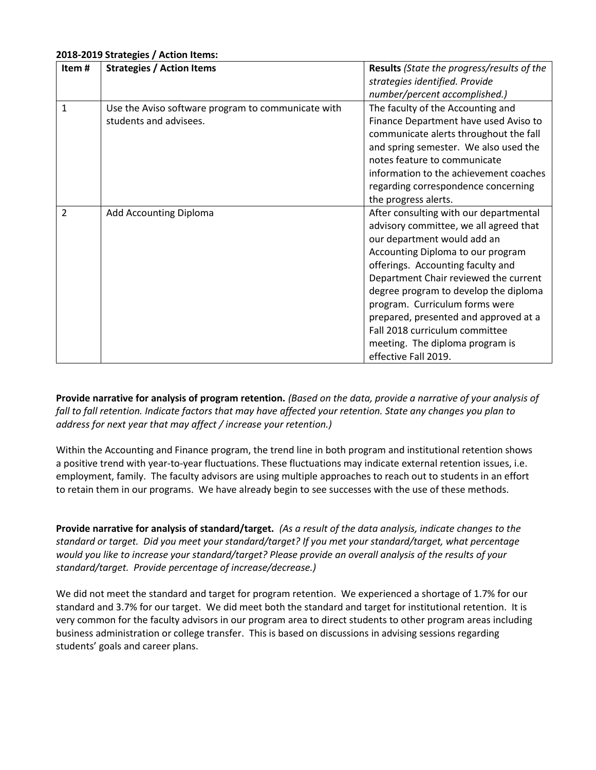**2018-2019 Strategies / Action Items:**

| Item # | Strategies / Action Items | **Results** *(State the progress/results of the strategies identified. Provide number/percent accomplished.)* |
|---|---|---|
| 1 | Use the Aviso software program to communicate with students and advisees. | The faculty of the Accounting and Finance Department have used Aviso to communicate alerts throughout the fall and spring semester. We also used the notes feature to communicate information to the achievement coaches regarding correspondence concerning the progress alerts. |
| 2 | Add Accounting Diploma | After consulting with our departmental advisory committee, we all agreed that our department would add an Accounting Diploma to our program offerings. Accounting faculty and Department Chair reviewed the current degree program to develop the diploma program. Curriculum forms were prepared, presented and approved at a Fall 2018 curriculum committee meeting. The diploma program is effective Fall 2019. |

**Provide narrative for analysis of program retention.** *(Based on the data, provide a narrative of your analysis of fall to fall retention. Indicate factors that may have affected your retention. State any changes you plan to address for next year that may affect / increase your retention.)*

Within the Accounting and Finance program, the trend line in both program and institutional retention shows a positive trend with year-to-year fluctuations. These fluctuations may indicate external retention issues, i.e. employment, family. The faculty advisors are using multiple approaches to reach out to students in an effort to retain them in our programs. We have already begin to see successes with the use of these methods.

**Provide narrative for analysis of standard/target.** *(As a result of the data analysis, indicate changes to the standard or target. Did you meet your standard/target? If you met your standard/target, what percentage would you like to increase your standard/target? Please provide an overall analysis of the results of your standard/target. Provide percentage of increase/decrease.)*

We did not meet the standard and target for program retention. We experienced a shortage of 1.7% for our standard and 3.7% for our target. We did meet both the standard and target for institutional retention. It is very common for the faculty advisors in our program area to direct students to other program areas including business administration or college transfer. This is based on discussions in advising sessions regarding students' goals and career plans.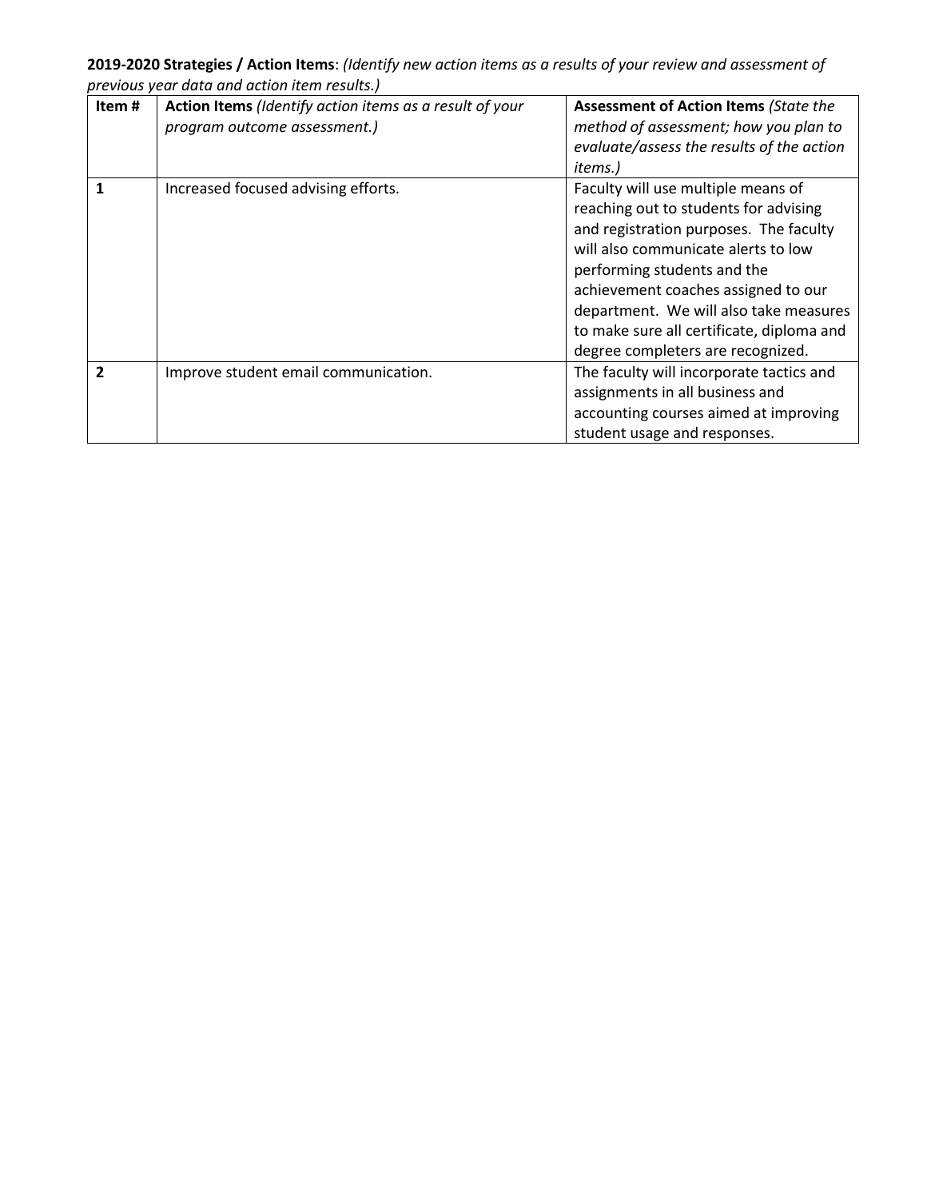**2019-2020 Strategies / Action Items**: *(Identify new action items as a results of your review and assessment of previous year data and action item results.)*

| **Item #** | **Action Items** *(Identify action items as a result of your program outcome assessment.)* | **Assessment of Action Items** *(State the method of assessment; how you plan to evaluate/assess the results of the action items.)* |
|---|---|---|
| **1** | Increased focused advising efforts. | Faculty will use multiple means of reaching out to students for advising and registration purposes. The faculty will also communicate alerts to low performing students and the achievement coaches assigned to our department. We will also take measures to make sure all certificate, diploma and degree completers are recognized. |
| **2** | Improve student email communication. | The faculty will incorporate tactics and assignments in all business and accounting courses aimed at improving student usage and responses. |